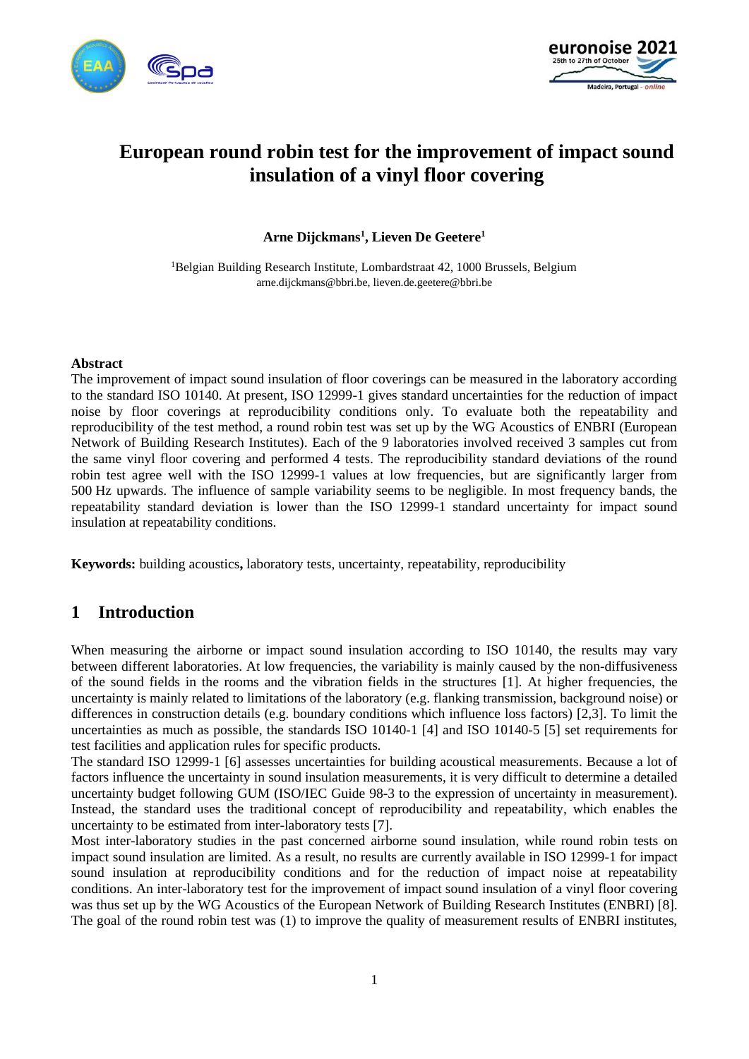# European round robin test for the improvement of impact sound insulation of a vinyl floor covering

**Arne Dijckmans[1], Lieven De Geetere[1]**

[1]Belgian Building Research Institute, Lombardstraat 42, 1000 Brussels, Belgium
arne.dijckmans@bbri.be, lieven.de.geetere@bbri.be

### Abstract

The improvement of impact sound insulation of floor coverings can be measured in the laboratory according to the standard ISO 10140. At present, ISO 12999-1 gives standard uncertainties for the reduction of impact noise by floor coverings at reproducibility conditions only. To evaluate both the repeatability and reproducibility of the test method, a round robin test was set up by the WG Acoustics of ENBRI (European Network of Building Research Institutes). Each of the 9 laboratories involved received 3 samples cut from the same vinyl floor covering and performed 4 tests. The reproducibility standard deviations of the round robin test agree well with the ISO 12999-1 values at low frequencies, but are significantly larger from 500 Hz upwards. The influence of sample variability seems to be negligible. In most frequency bands, the repeatability standard deviation is lower than the ISO 12999-1 standard uncertainty for impact sound insulation at repeatability conditions.

**Keywords:** building acoustics**,** laboratory tests, uncertainty, repeatability, reproducibility

## 1 Introduction

When measuring the airborne or impact sound insulation according to ISO 10140, the results may vary between different laboratories. At low frequencies, the variability is mainly caused by the non-diffusiveness of the sound fields in the rooms and the vibration fields in the structures [1]. At higher frequencies, the uncertainty is mainly related to limitations of the laboratory (e.g. flanking transmission, background noise) or differences in construction details (e.g. boundary conditions which influence loss factors) [2,3]. To limit the uncertainties as much as possible, the standards ISO 10140-1 [4] and ISO 10140-5 [5] set requirements for test facilities and application rules for specific products.

The standard ISO 12999-1 [6] assesses uncertainties for building acoustical measurements. Because a lot of factors influence the uncertainty in sound insulation measurements, it is very difficult to determine a detailed uncertainty budget following GUM (ISO/IEC Guide 98-3 to the expression of uncertainty in measurement). Instead, the standard uses the traditional concept of reproducibility and repeatability, which enables the uncertainty to be estimated from inter-laboratory tests [7].

Most inter-laboratory studies in the past concerned airborne sound insulation, while round robin tests on impact sound insulation are limited. As a result, no results are currently available in ISO 12999-1 for impact sound insulation at reproducibility conditions and for the reduction of impact noise at repeatability conditions. An inter-laboratory test for the improvement of impact sound insulation of a vinyl floor covering was thus set up by the WG Acoustics of the European Network of Building Research Institutes (ENBRI) [8]. The goal of the round robin test was (1) to improve the quality of measurement results of ENBRI institutes,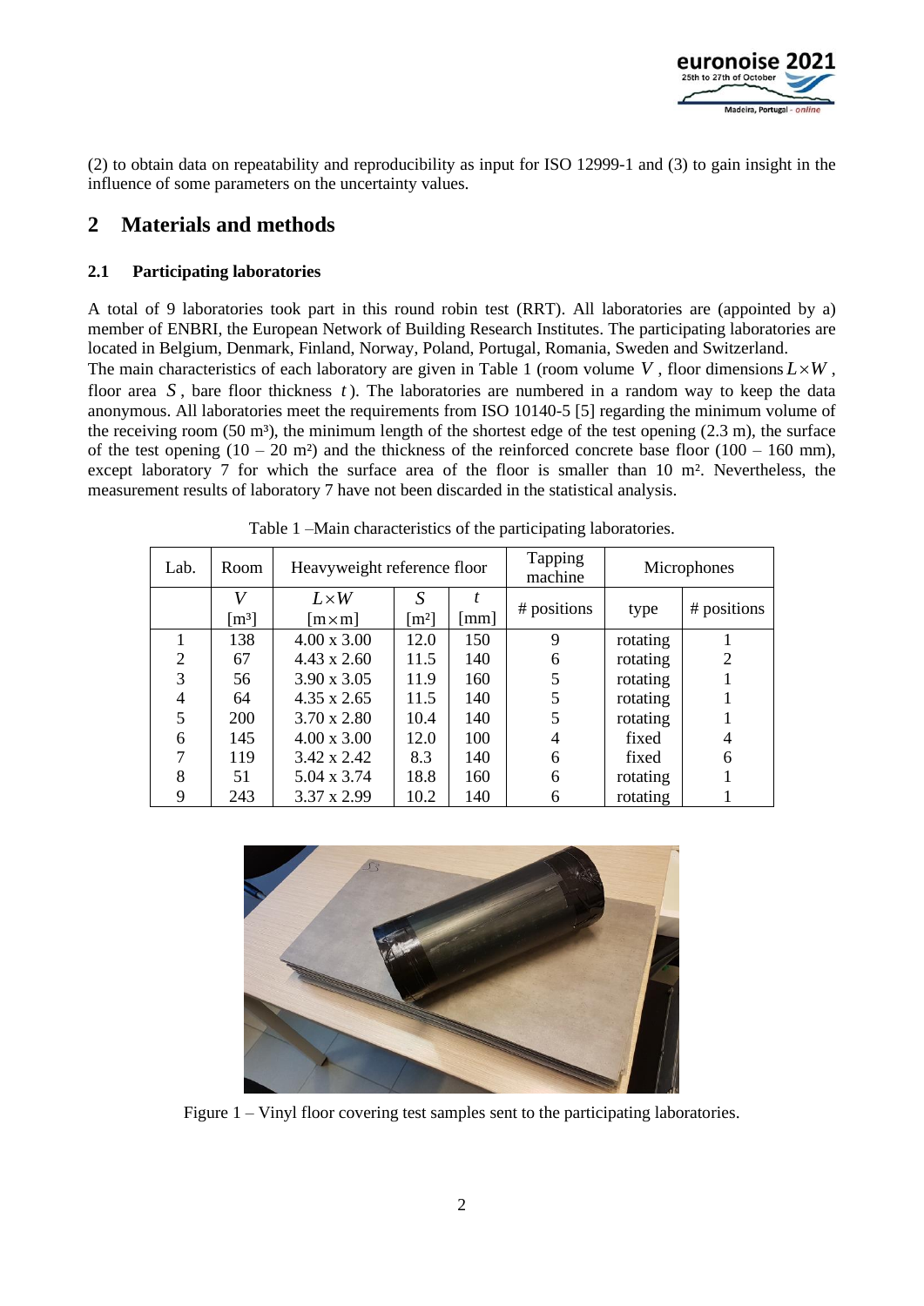(2) to obtain data on repeatability and reproducibility as input for ISO 12999-1 and (3) to gain insight in the influence of some parameters on the uncertainty values.

## 2 Materials and methods

### 2.1 Participating laboratories

A total of 9 laboratories took part in this round robin test (RRT). All laboratories are (appointed by a) member of ENBRI, the European Network of Building Research Institutes. The participating laboratories are located in Belgium, Denmark, Finland, Norway, Poland, Portugal, Romania, Sweden and Switzerland.
The main characteristics of each laboratory are given in Table 1 (room volume $V$, floor dimensions $L \times W$, floor area $S$, bare floor thickness $t$). The laboratories are numbered in a random way to keep the data anonymous. All laboratories meet the requirements from ISO 10140-5 [5] regarding the minimum volume of the receiving room (50 m³), the minimum length of the shortest edge of the test opening (2.3 m), the surface of the test opening (10 – 20 m²) and the thickness of the reinforced concrete base floor (100 – 160 mm), except laboratory 7 for which the surface area of the floor is smaller than 10 m². Nevertheless, the measurement results of laboratory 7 have not been discarded in the statistical analysis.

Table 1 –Main characteristics of the participating laboratories.

| Lab. | Room | Heavyweight reference floor | | | Tapping machine | Microphones | |
|---|---|---|---|---|---|---|---|
| | $V$ [m³] | $L \times W$ [m×m] | $S$ [m²] | $t$ [mm] | # positions | type | # positions |
| 1 | 138 | 4.00 x 3.00 | 12.0 | 150 | 9 | rotating | 1 |
| 2 | 67 | 4.43 x 2.60 | 11.5 | 140 | 6 | rotating | 2 |
| 3 | 56 | 3.90 x 3.05 | 11.9 | 160 | 5 | rotating | 1 |
| 4 | 64 | 4.35 x 2.65 | 11.5 | 140 | 5 | rotating | 1 |
| 5 | 200 | 3.70 x 2.80 | 10.4 | 140 | 5 | rotating | 1 |
| 6 | 145 | 4.00 x 3.00 | 12.0 | 100 | 4 | fixed | 4 |
| 7 | 119 | 3.42 x 2.42 | 8.3 | 140 | 6 | fixed | 6 |
| 8 | 51 | 5.04 x 3.74 | 18.8 | 160 | 6 | rotating | 1 |
| 9 | 243 | 3.37 x 2.99 | 10.2 | 140 | 6 | rotating | 1 |

Figure 1 – Vinyl floor covering test samples sent to the participating laboratories.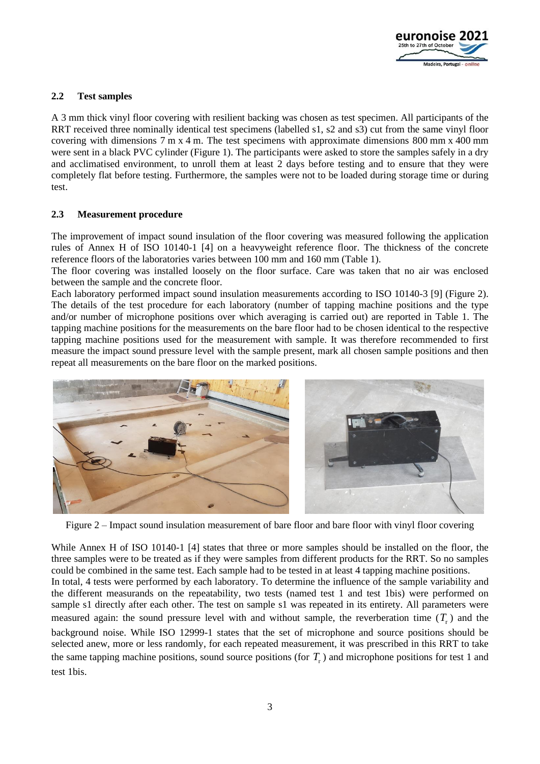### 2.2 Test samples

A 3 mm thick vinyl floor covering with resilient backing was chosen as test specimen. All participants of the RRT received three nominally identical test specimens (labelled s1, s2 and s3) cut from the same vinyl floor covering with dimensions 7 m x 4 m. The test specimens with approximate dimensions 800 mm x 400 mm were sent in a black PVC cylinder (Figure 1). The participants were asked to store the samples safely in a dry and acclimatised environment, to unroll them at least 2 days before testing and to ensure that they were completely flat before testing. Furthermore, the samples were not to be loaded during storage time or during test.

### 2.3 Measurement procedure

The improvement of impact sound insulation of the floor covering was measured following the application rules of Annex H of ISO 10140-1 [4] on a heavyweight reference floor. The thickness of the concrete reference floors of the laboratories varies between 100 mm and 160 mm (Table 1).

The floor covering was installed loosely on the floor surface. Care was taken that no air was enclosed between the sample and the concrete floor.

Each laboratory performed impact sound insulation measurements according to ISO 10140-3 [9] (Figure 2). The details of the test procedure for each laboratory (number of tapping machine positions and the type and/or number of microphone positions over which averaging is carried out) are reported in Table 1. The tapping machine positions for the measurements on the bare floor had to be chosen identical to the respective tapping machine positions used for the measurement with sample. It was therefore recommended to first measure the impact sound pressure level with the sample present, mark all chosen sample positions and then repeat all measurements on the bare floor on the marked positions.

Figure 2 – Impact sound insulation measurement of bare floor and bare floor with vinyl floor covering

While Annex H of ISO 10140-1 [4] states that three or more samples should be installed on the floor, the three samples were to be treated as if they were samples from different products for the RRT. So no samples could be combined in the same test. Each sample had to be tested in at least 4 tapping machine positions.

In total, 4 tests were performed by each laboratory. To determine the influence of the sample variability and the different measurands on the repeatability, two tests (named test 1 and test 1bis) were performed on sample s1 directly after each other. The test on sample s1 was repeated in its entirety. All parameters were measured again: the sound pressure level with and without sample, the reverberation time ($T_r$) and the background noise. While ISO 12999-1 states that the set of microphone and source positions should be selected anew, more or less randomly, for each repeated measurement, it was prescribed in this RRT to take the same tapping machine positions, sound source positions (for $T_r$) and microphone positions for test 1 and test 1bis.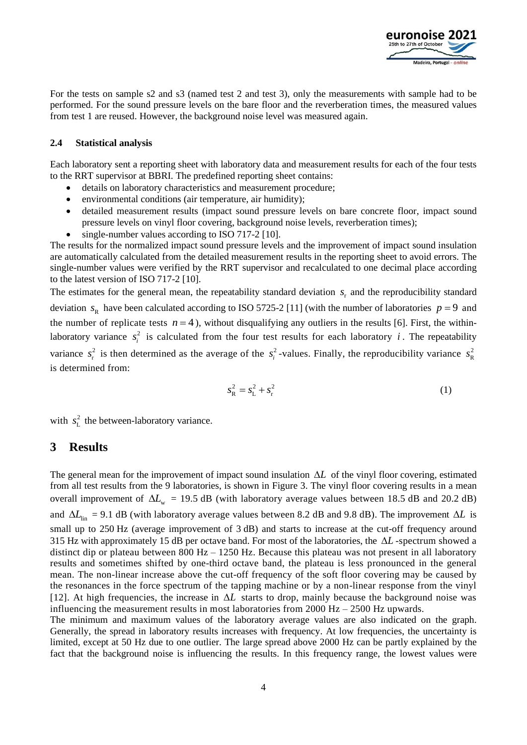For the tests on sample s2 and s3 (named test 2 and test 3), only the measurements with sample had to be performed. For the sound pressure levels on the bare floor and the reverberation times, the measured values from test 1 are reused. However, the background noise level was measured again.

### 2.4 Statistical analysis

Each laboratory sent a reporting sheet with laboratory data and measurement results for each of the four tests to the RRT supervisor at BBRI. The predefined reporting sheet contains:

- details on laboratory characteristics and measurement procedure;
- environmental conditions (air temperature, air humidity);
- detailed measurement results (impact sound pressure levels on bare concrete floor, impact sound pressure levels on vinyl floor covering, background noise levels, reverberation times);
- single-number values according to ISO 717-2 [10].

The results for the normalized impact sound pressure levels and the improvement of impact sound insulation are automatically calculated from the detailed measurement results in the reporting sheet to avoid errors. The single-number values were verified by the RRT supervisor and recalculated to one decimal place according to the latest version of ISO 717-2 [10].

The estimates for the general mean, the repeatability standard deviation $s_r$ and the reproducibility standard deviation $s_R$ have been calculated according to ISO 5725-2 [11] (with the number of laboratories $p = 9$ and the number of replicate tests $n = 4$), without disqualifying any outliers in the results [6]. First, the within-laboratory variance $s_i^2$ is calculated from the four test results for each laboratory $i$. The repeatability variance $s_r^2$ is then determined as the average of the $s_i^2$-values. Finally, the reproducibility variance $s_R^2$ is determined from:

$$s_R^2 = s_L^2 + s_r^2 \tag{1}$$

with $s_L^2$ the between-laboratory variance.

## 3 Results

The general mean for the improvement of impact sound insulation $\Delta L$ of the vinyl floor covering, estimated from all test results from the 9 laboratories, is shown in Figure 3. The vinyl floor covering results in a mean overall improvement of $\Delta L_w$ = 19.5 dB (with laboratory average values between 18.5 dB and 20.2 dB) and $\Delta L_{lin}$ = 9.1 dB (with laboratory average values between 8.2 dB and 9.8 dB). The improvement $\Delta L$ is small up to 250 Hz (average improvement of 3 dB) and starts to increase at the cut-off frequency around 315 Hz with approximately 15 dB per octave band. For most of the laboratories, the $\Delta L$-spectrum showed a distinct dip or plateau between 800 Hz – 1250 Hz. Because this plateau was not present in all laboratory results and sometimes shifted by one-third octave band, the plateau is less pronounced in the general mean. The non-linear increase above the cut-off frequency of the soft floor covering may be caused by the resonances in the force spectrum of the tapping machine or by a non-linear response from the vinyl [12]. At high frequencies, the increase in $\Delta L$ starts to drop, mainly because the background noise was influencing the measurement results in most laboratories from 2000 Hz – 2500 Hz upwards.

The minimum and maximum values of the laboratory average values are also indicated on the graph. Generally, the spread in laboratory results increases with frequency. At low frequencies, the uncertainty is limited, except at 50 Hz due to one outlier. The large spread above 2000 Hz can be partly explained by the fact that the background noise is influencing the results. In this frequency range, the lowest values were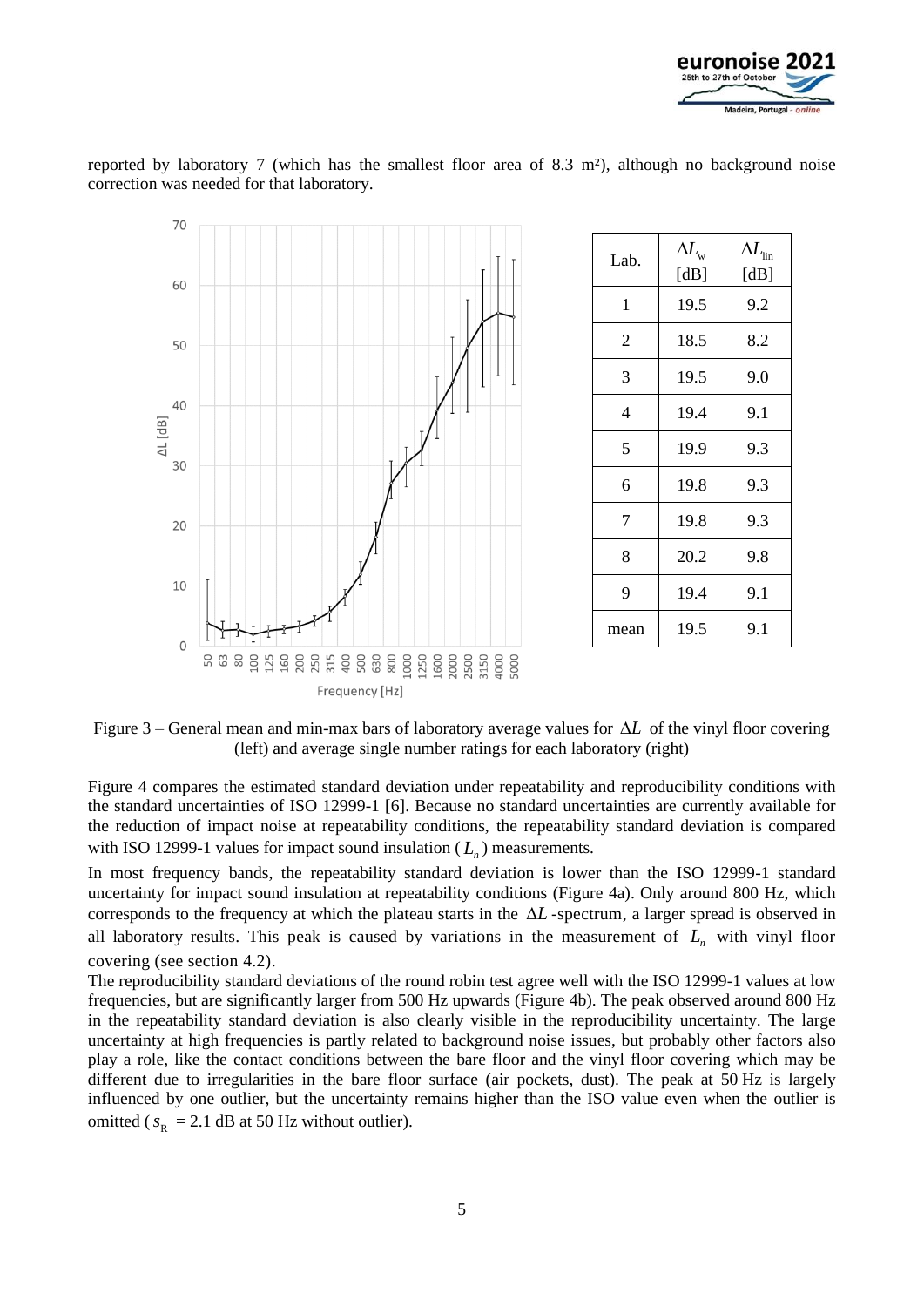reported by laboratory 7 (which has the smallest floor area of 8.3 m²), although no background noise correction was needed for that laboratory.

| Lab. | $\Delta L_w$ [dB] | $\Delta L_{lin}$ [dB] |
|---|---|---|
| 1 | 19.5 | 9.2 |
| 2 | 18.5 | 8.2 |
| 3 | 19.5 | 9.0 |
| 4 | 19.4 | 9.1 |
| 5 | 19.9 | 9.3 |
| 6 | 19.8 | 9.3 |
| 7 | 19.8 | 9.3 |
| 8 | 20.2 | 9.8 |
| 9 | 19.4 | 9.1 |
| mean | 19.5 | 9.1 |

Figure 3 – General mean and min-max bars of laboratory average values for $\Delta L$ of the vinyl floor covering (left) and average single number ratings for each laboratory (right)

Figure 4 compares the estimated standard deviation under repeatability and reproducibility conditions with the standard uncertainties of ISO 12999-1 [6]. Because no standard uncertainties are currently available for the reduction of impact noise at repeatability conditions, the repeatability standard deviation is compared with ISO 12999-1 values for impact sound insulation ($L_n$) measurements.

In most frequency bands, the repeatability standard deviation is lower than the ISO 12999-1 standard uncertainty for impact sound insulation at repeatability conditions (Figure 4a). Only around 800 Hz, which corresponds to the frequency at which the plateau starts in the $\Delta L$-spectrum, a larger spread is observed in all laboratory results. This peak is caused by variations in the measurement of $L_n$ with vinyl floor covering (see section 4.2).

The reproducibility standard deviations of the round robin test agree well with the ISO 12999-1 values at low frequencies, but are significantly larger from 500 Hz upwards (Figure 4b). The peak observed around 800 Hz in the repeatability standard deviation is also clearly visible in the reproducibility uncertainty. The large uncertainty at high frequencies is partly related to background noise issues, but probably other factors also play a role, like the contact conditions between the bare floor and the vinyl floor covering which may be different due to irregularities in the bare floor surface (air pockets, dust). The peak at 50 Hz is largely influenced by one outlier, but the uncertainty remains higher than the ISO value even when the outlier is omitted ($s_R$ = 2.1 dB at 50 Hz without outlier).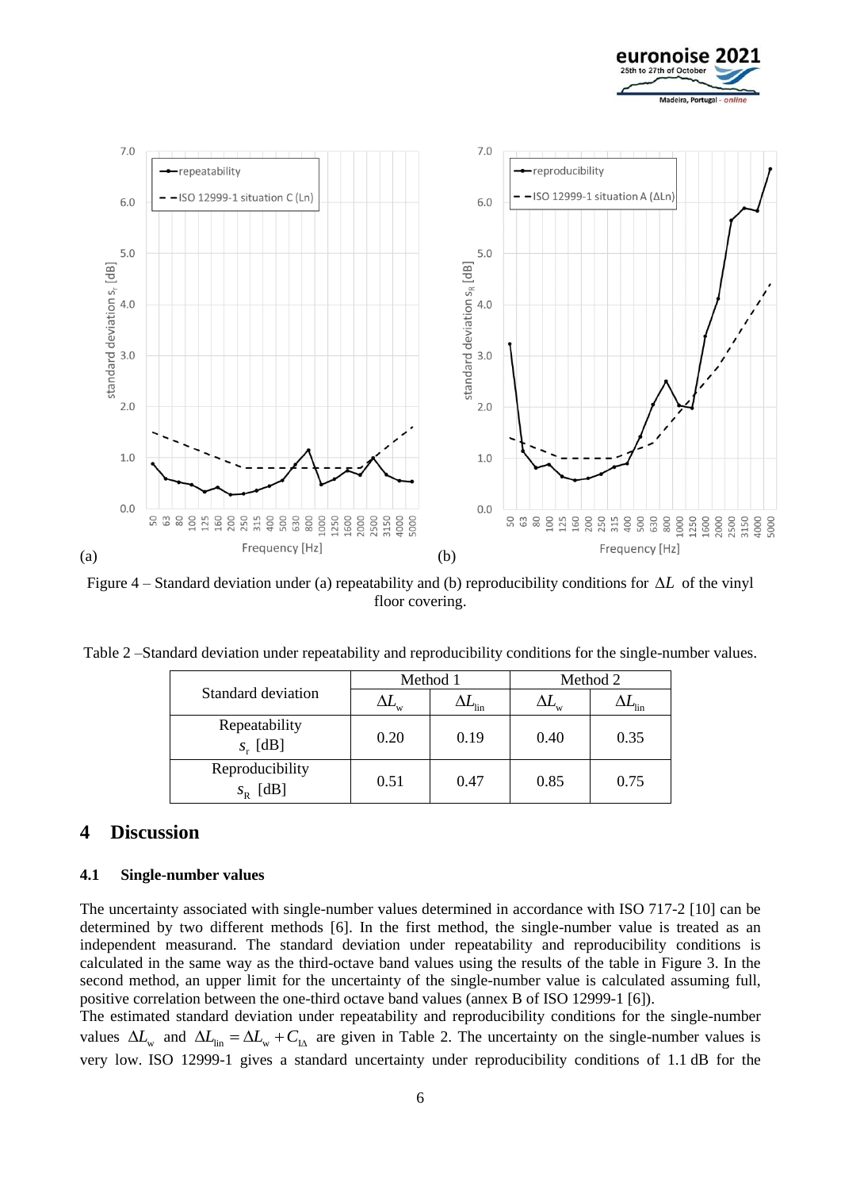Figure 4 – Standard deviation under (a) repeatability and (b) reproducibility conditions for $\Delta L$ of the vinyl floor covering.

Table 2 –Standard deviation under repeatability and reproducibility conditions for the single-number values.

| Standard deviation | Method 1 | | Method 2 | |
|---|---|---|---|---|
| | $\Delta L_w$ | $\Delta L_{lin}$ | $\Delta L_w$ | $\Delta L_{lin}$ |
| Repeatability $s_r$ [dB] | 0.20 | 0.19 | 0.40 | 0.35 |
| Reproducibility $s_R$ [dB] | 0.51 | 0.47 | 0.85 | 0.75 |

## 4 Discussion

### 4.1 Single-number values

The uncertainty associated with single-number values determined in accordance with ISO 717-2 [10] can be determined by two different methods [6]. In the first method, the single-number value is treated as an independent measurand. The standard deviation under repeatability and reproducibility conditions is calculated in the same way as the third-octave band values using the results of the table in Figure 3. In the second method, an upper limit for the uncertainty of the single-number value is calculated assuming full, positive correlation between the one-third octave band values (annex B of ISO 12999-1 [6]).

The estimated standard deviation under repeatability and reproducibility conditions for the single-number values $\Delta L_w$ and $\Delta L_{lin} = \Delta L_w + C_{I\Delta}$ are given in Table 2. The uncertainty on the single-number values is very low. ISO 12999-1 gives a standard uncertainty under reproducibility conditions of 1.1 dB for the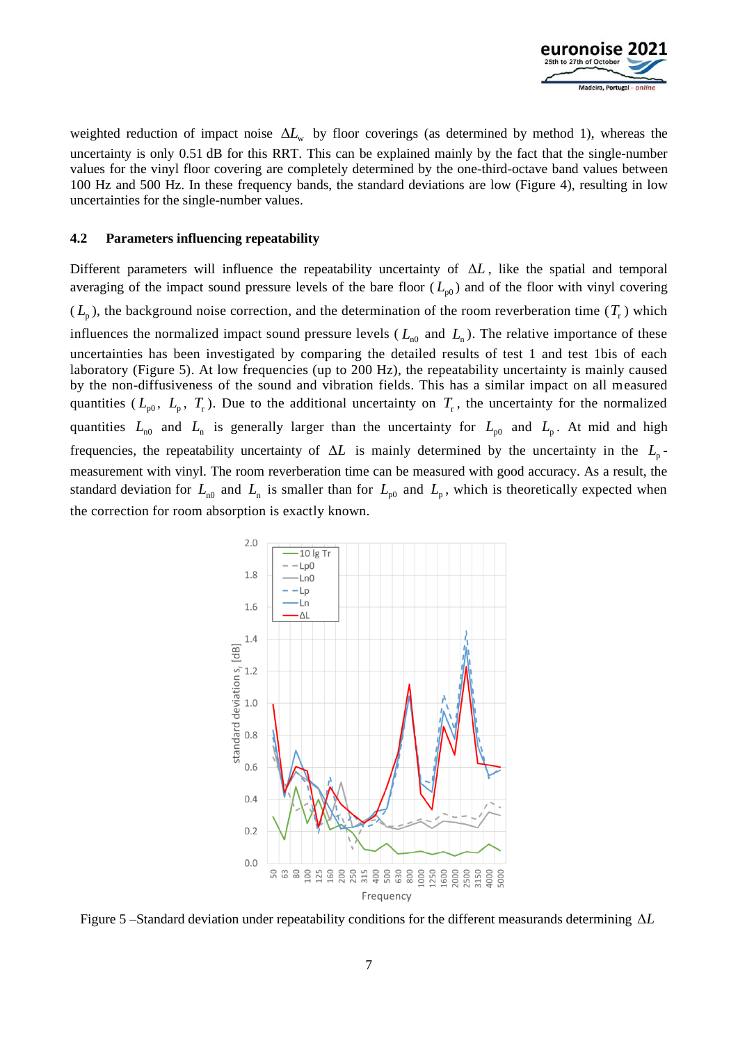weighted reduction of impact noise $\Delta L_w$ by floor coverings (as determined by method 1), whereas the uncertainty is only 0.51 dB for this RRT. This can be explained mainly by the fact that the single-number values for the vinyl floor covering are completely determined by the one-third-octave band values between 100 Hz and 500 Hz. In these frequency bands, the standard deviations are low (Figure 4), resulting in low uncertainties for the single-number values.

### 4.2 Parameters influencing repeatability

Different parameters will influence the repeatability uncertainty of $\Delta L$, like the spatial and temporal averaging of the impact sound pressure levels of the bare floor ($L_{p0}$) and of the floor with vinyl covering ($L_p$), the background noise correction, and the determination of the room reverberation time ($T_r$) which influences the normalized impact sound pressure levels ($L_{n0}$ and $L_n$). The relative importance of these uncertainties has been investigated by comparing the detailed results of test 1 and test 1bis of each laboratory (Figure 5). At low frequencies (up to 200 Hz), the repeatability uncertainty is mainly caused by the non-diffusiveness of the sound and vibration fields. This has a similar impact on all measured quantities ($L_{p0}$, $L_p$, $T_r$). Due to the additional uncertainty on $T_r$, the uncertainty for the normalized quantities $L_{n0}$ and $L_n$ is generally larger than the uncertainty for $L_{p0}$ and $L_p$. At mid and high frequencies, the repeatability uncertainty of $\Delta L$ is mainly determined by the uncertainty in the $L_p$-measurement with vinyl. The room reverberation time can be measured with good accuracy. As a result, the standard deviation for $L_{n0}$ and $L_n$ is smaller than for $L_{p0}$ and $L_p$, which is theoretically expected when the correction for room absorption is exactly known.

Figure 5 –Standard deviation under repeatability conditions for the different measurands determining $\Delta L$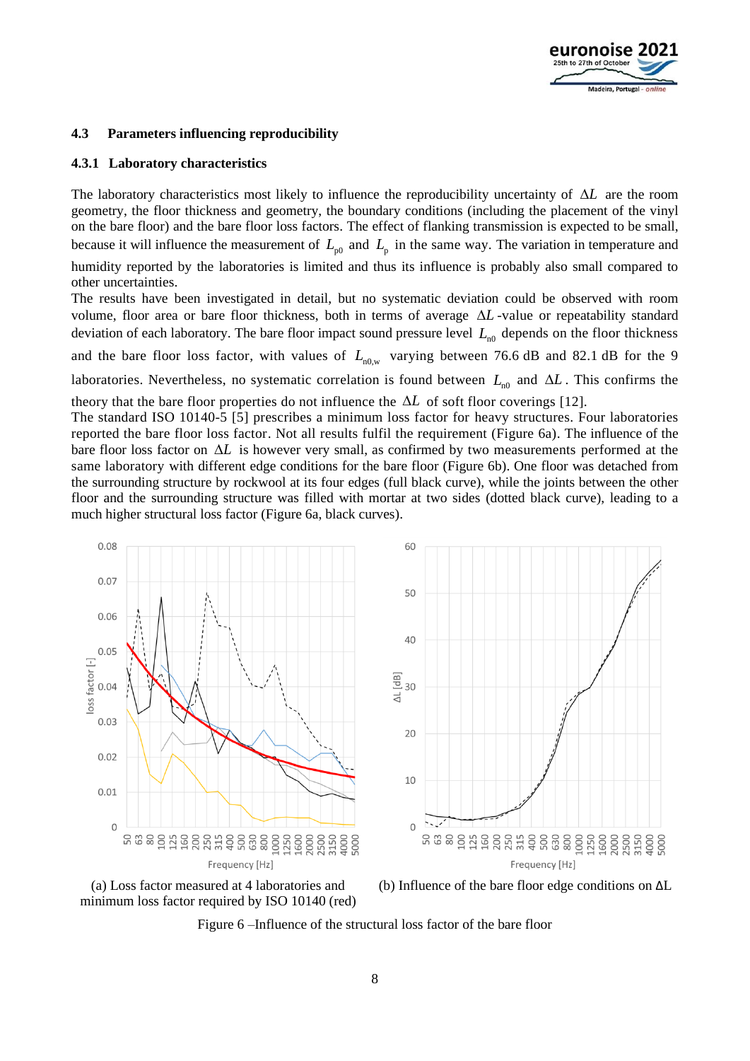### 4.3 Parameters influencing reproducibility

#### 4.3.1 Laboratory characteristics

The laboratory characteristics most likely to influence the reproducibility uncertainty of $\Delta L$ are the room geometry, the floor thickness and geometry, the boundary conditions (including the placement of the vinyl on the bare floor) and the bare floor loss factors. The effect of flanking transmission is expected to be small, because it will influence the measurement of $L_{p0}$ and $L_p$ in the same way. The variation in temperature and humidity reported by the laboratories is limited and thus its influence is probably also small compared to other uncertainties.

The results have been investigated in detail, but no systematic deviation could be observed with room volume, floor area or bare floor thickness, both in terms of average $\Delta L$-value or repeatability standard deviation of each laboratory. The bare floor impact sound pressure level $L_{n0}$ depends on the floor thickness and the bare floor loss factor, with values of $L_{n0,w}$ varying between 76.6 dB and 82.1 dB for the 9 laboratories. Nevertheless, no systematic correlation is found between $L_{n0}$ and $\Delta L$. This confirms the theory that the bare floor properties do not influence the $\Delta L$ of soft floor coverings [12].

The standard ISO 10140-5 [5] prescribes a minimum loss factor for heavy structures. Four laboratories reported the bare floor loss factor. Not all results fulfil the requirement (Figure 6a). The influence of the bare floor loss factor on $\Delta L$ is however very small, as confirmed by two measurements performed at the same laboratory with different edge conditions for the bare floor (Figure 6b). One floor was detached from the surrounding structure by rockwool at its four edges (full black curve), while the joints between the other floor and the surrounding structure was filled with mortar at two sides (dotted black curve), leading to a much higher structural loss factor (Figure 6a, black curves).

(a) Loss factor measured at 4 laboratories and minimum loss factor required by ISO 10140 (red)

(b) Influence of the bare floor edge conditions on ΔL

Figure 6 –Influence of the structural loss factor of the bare floor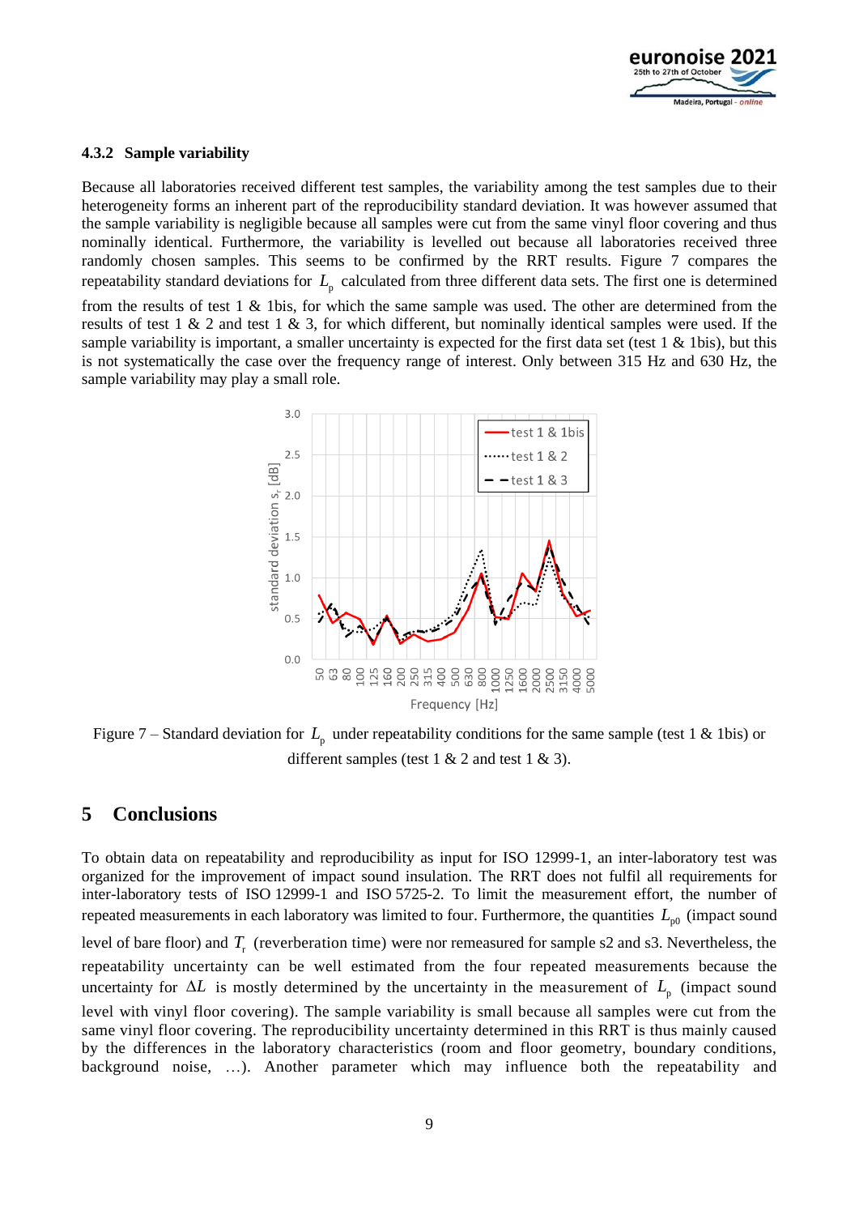### 4.3.2 Sample variability

Because all laboratories received different test samples, the variability among the test samples due to their heterogeneity forms an inherent part of the reproducibility standard deviation. It was however assumed that the sample variability is negligible because all samples were cut from the same vinyl floor covering and thus nominally identical. Furthermore, the variability is levelled out because all laboratories received three randomly chosen samples. This seems to be confirmed by the RRT results. Figure 7 compares the repeatability standard deviations for $L_p$ calculated from three different data sets. The first one is determined from the results of test 1 & 1bis, for which the same sample was used. The other are determined from the results of test 1 & 2 and test 1 & 3, for which different, but nominally identical samples were used. If the sample variability is important, a smaller uncertainty is expected for the first data set (test 1 & 1bis), but this is not systematically the case over the frequency range of interest. Only between 315 Hz and 630 Hz, the sample variability may play a small role.

Figure 7 – Standard deviation for $L_p$ under repeatability conditions for the same sample (test 1 & 1bis) or different samples (test 1 & 2 and test 1 & 3).

## 5 Conclusions

To obtain data on repeatability and reproducibility as input for ISO 12999-1, an inter-laboratory test was organized for the improvement of impact sound insulation. The RRT does not fulfil all requirements for inter-laboratory tests of ISO 12999-1 and ISO 5725-2. To limit the measurement effort, the number of repeated measurements in each laboratory was limited to four. Furthermore, the quantities $L_{p0}$ (impact sound level of bare floor) and $T_r$ (reverberation time) were nor remeasured for sample s2 and s3. Nevertheless, the repeatability uncertainty can be well estimated from the four repeated measurements because the uncertainty for $\Delta L$ is mostly determined by the uncertainty in the measurement of $L_p$ (impact sound level with vinyl floor covering). The sample variability is small because all samples were cut from the same vinyl floor covering. The reproducibility uncertainty determined in this RRT is thus mainly caused by the differences in the laboratory characteristics (room and floor geometry, boundary conditions, background noise, …). Another parameter which may influence both the repeatability and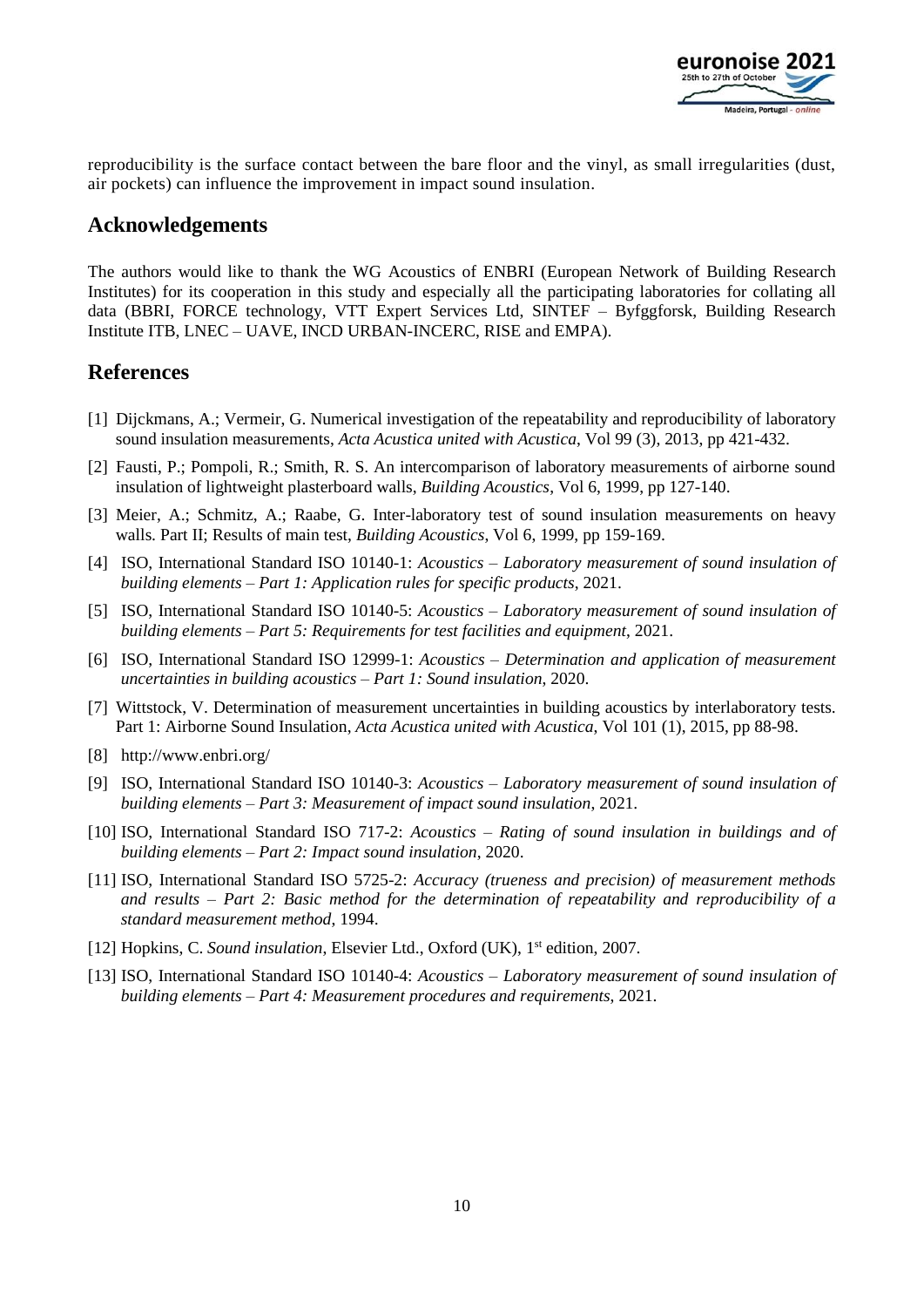reproducibility is the surface contact between the bare floor and the vinyl, as small irregularities (dust, air pockets) can influence the improvement in impact sound insulation.

## Acknowledgements

The authors would like to thank the WG Acoustics of ENBRI (European Network of Building Research Institutes) for its cooperation in this study and especially all the participating laboratories for collating all data (BBRI, FORCE technology, VTT Expert Services Ltd, SINTEF – Byfggforsk, Building Research Institute ITB, LNEC – UAVE, INCD URBAN-INCERC, RISE and EMPA).

## References

[1] Dijckmans, A.; Vermeir, G. Numerical investigation of the repeatability and reproducibility of laboratory sound insulation measurements, *Acta Acustica united with Acustica*, Vol 99 (3), 2013, pp 421-432.

[2] Fausti, P.; Pompoli, R.; Smith, R. S. An intercomparison of laboratory measurements of airborne sound insulation of lightweight plasterboard walls, *Building Acoustics*, Vol 6, 1999, pp 127-140.

[3] Meier, A.; Schmitz, A.; Raabe, G. Inter-laboratory test of sound insulation measurements on heavy walls. Part II; Results of main test, *Building Acoustics*, Vol 6, 1999, pp 159-169.

[4] ISO, International Standard ISO 10140-1: *Acoustics – Laboratory measurement of sound insulation of building elements – Part 1: Application rules for specific products*, 2021.

[5] ISO, International Standard ISO 10140-5: *Acoustics – Laboratory measurement of sound insulation of building elements – Part 5: Requirements for test facilities and equipment*, 2021.

[6] ISO, International Standard ISO 12999-1: *Acoustics – Determination and application of measurement uncertainties in building acoustics – Part 1: Sound insulation*, 2020.

[7] Wittstock, V. Determination of measurement uncertainties in building acoustics by interlaboratory tests. Part 1: Airborne Sound Insulation, *Acta Acustica united with Acustica*, Vol 101 (1), 2015, pp 88-98.

[8] http://www.enbri.org/

[9] ISO, International Standard ISO 10140-3: *Acoustics – Laboratory measurement of sound insulation of building elements – Part 3: Measurement of impact sound insulation*, 2021.

[10] ISO, International Standard ISO 717-2: *Acoustics – Rating of sound insulation in buildings and of building elements – Part 2: Impact sound insulation*, 2020.

[11] ISO, International Standard ISO 5725-2: *Accuracy (trueness and precision) of measurement methods and results – Part 2: Basic method for the determination of repeatability and reproducibility of a standard measurement method*, 1994.

[12] Hopkins, C. *Sound insulation*, Elsevier Ltd., Oxford (UK), 1st edition, 2007.

[13] ISO, International Standard ISO 10140-4: *Acoustics – Laboratory measurement of sound insulation of building elements – Part 4: Measurement procedures and requirements*, 2021.